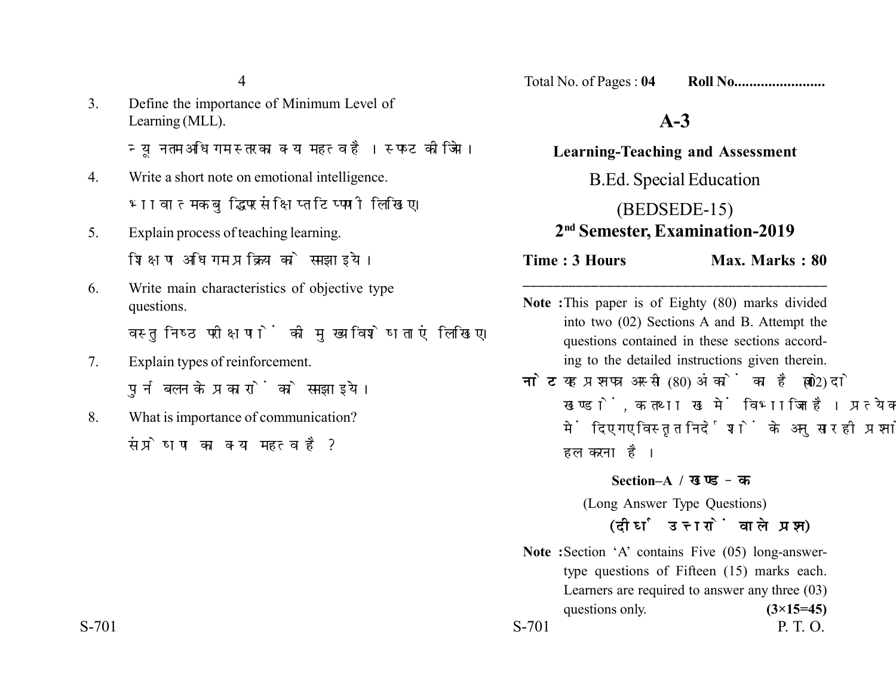Total No. of Pages : **04** **Roll No.......................**

# A-3

**Learning-Teaching and Assessment**

B.Ed. Special Education

(BEDSEDE-15)

**2nd Semester, Examination-2019**

**Time : 3 Hours** **Max. Marks : 80**

---

**Note :** This paper is of Eighty (80) marks divided into two (02) Sections A and B. Attempt the questions contained in these sections according to the detailed instructions given therein.

**नोट :** यह प्रश्नपत्र अस्सी (80) अंकों का है जो दो (02) खण्डों, क तथा ख में विभाजित है। प्रत्येक खण्ड में दिए गए विस्तृत निर्देशों के अनुसार ही प्रश्नों को हल करना है।

**Section–A / खण्ड–क**

(Long Answer Type Questions)

**(दीर्घ उत्तरों वाले प्रश्न)**

**Note :** Section 'A' contains Five (05) long-answer-type questions of Fifteen (15) marks each. Learners are required to answer any three (03) questions only. **(3×15=45)**

P. T. O.

3. Define the importance of Minimum Level of Learning (MLL).

   न्यूनतम अधिगम स्तर का क्या महत्व है। स्पष्ट कीजिए।

4. Write a short note on emotional intelligence.

   भावात्मक बुद्धि पर संक्षिप्त टिप्पणी लिखिए।

5. Explain process of teaching learning.

   शिक्षण अधिगम प्रक्रिया को समझाइये।

6. Write main characteristics of objective type questions.

   वस्तुनिष्ठ परीक्षणों की मुख्य विशेषताएं लिखिए।

7. Explain types of reinforcement.

   पुनर्बलन के प्रकारों को समझाइये।

8. What is importance of communication?

   संप्रेषण का क्या महत्व है?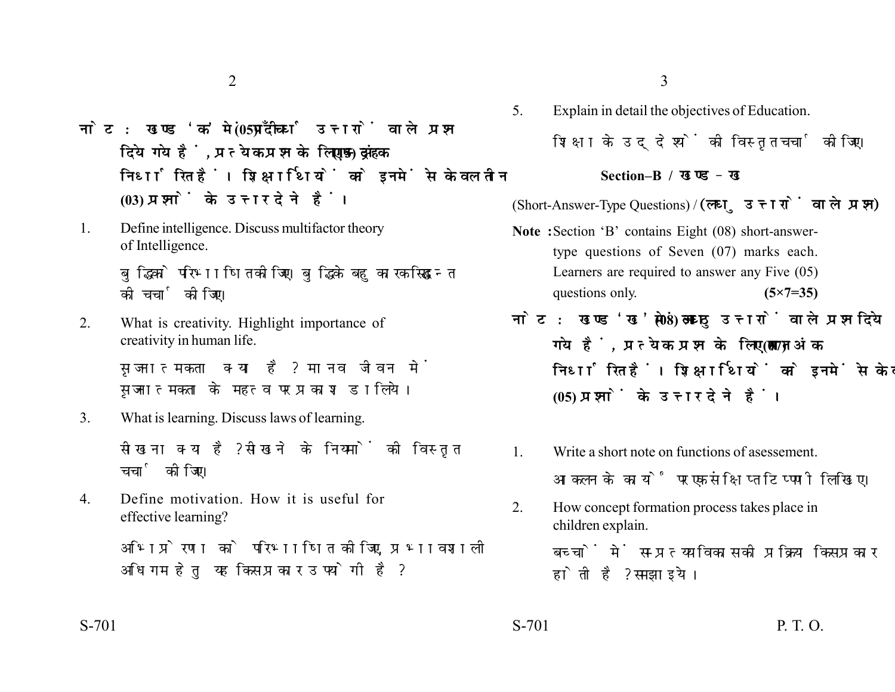नोट : खण्ड 'क' में (05) दीर्घ उत्तरों वाले प्रश्न दिये गये हैं, प्रत्येक प्रश्न के लिए (15) अंक निर्धारित हैं। शिक्षार्थियों को इनमें से केवल तीन (03) प्रश्नों के उत्तर देने हैं।

1. Define intelligence. Discuss multifactor theory of Intelligence.

   बुद्धि को परिभाषित कीजिए। बुद्धि के बहु कारक सिद्धान्त की चर्चा कीजिए।

2. What is creativity. Highlight importance of creativity in human life.

   सृजनात्मकता क्या है? मानव जीवन में सृजनात्मकता के महत्व पर प्रकाश डालिये।

3. What is learning. Discuss laws of learning.

   सीखना क्या है? सीखने के नियमों की विस्तृत चर्चा कीजिए।

4. Define motivation. How it is useful for effective learning?

   अभिप्रेरणा को परिभाषित कीजिए, प्रभावशाली अधिगम हेतु यह किस प्रकार उपयोगी है?

5. Explain in detail the objectives of Education.

   शिक्षा के उद्देश्यों की विस्तृत चर्चा कीजिए।

## Section–B / खण्ड–ख

(Short-Answer-Type Questions) / (लघु उत्तरों वाले प्रश्न)

**Note :** Section 'B' contains Eight (08) short-answer-type questions of Seven (07) marks each. Learners are required to answer any Five (05) questions only. **(5×7=35)**

नोट : खण्ड 'ख' में आठ (08) लघु उत्तरों वाले प्रश्न दिये गये हैं, प्रत्येक प्रश्न के लिए सात (07) अंक निर्धारित हैं। शिक्षार्थियों को इनमें से केवल पाँच (05) प्रश्नों के उत्तर देने हैं।

1. Write a short note on functions of asesseement.

   आकलन के कार्यों पर एक संक्षिप्त टिप्पणी लिखिए।

2. How concept formation process takes place in children explain.

   बच्चों में संप्रत्यय विकास की प्रक्रिया किस प्रकार होती है? समझाइये।